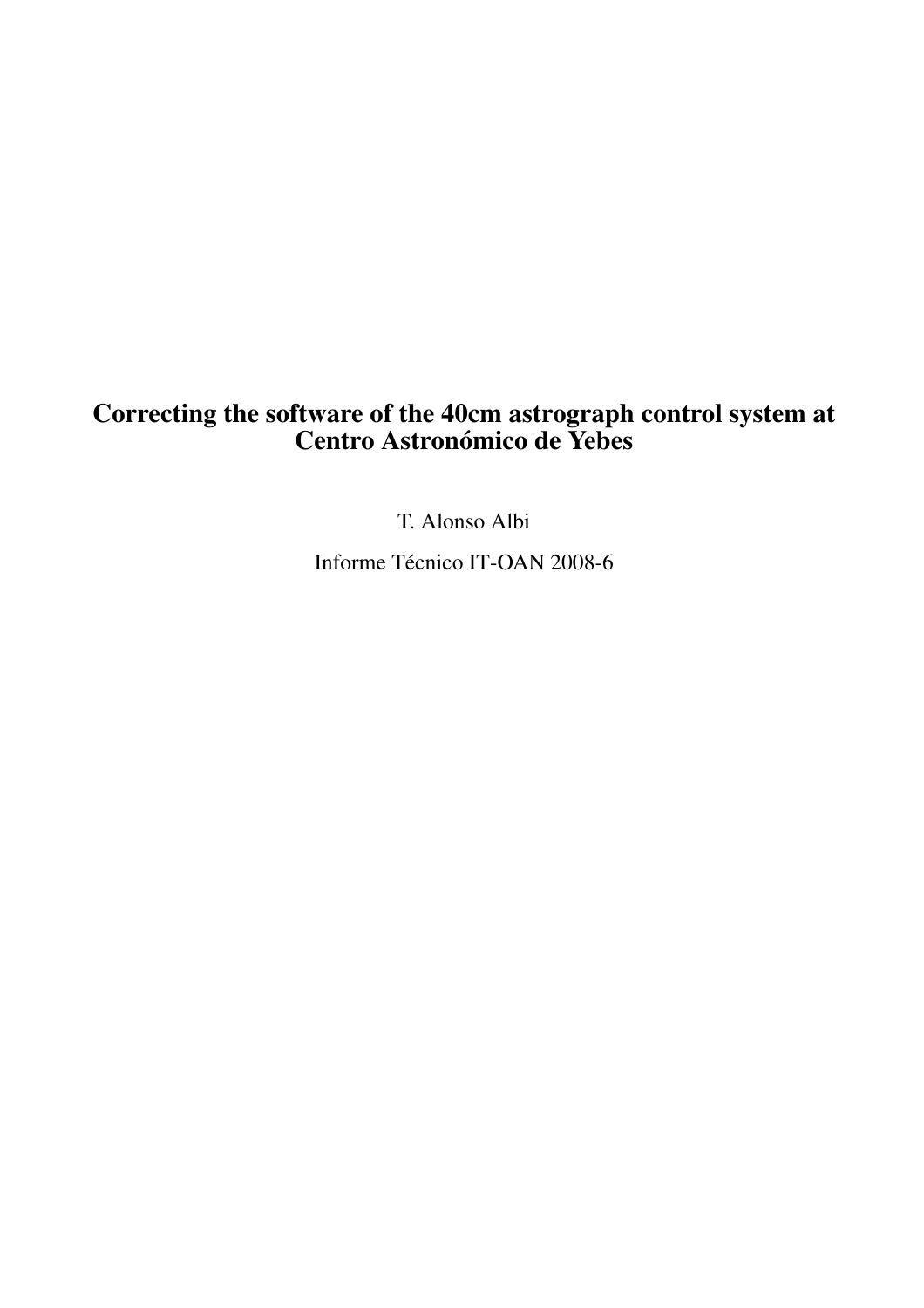# Correcting the software of the 40cm astrograph control system at Centro Astronómico de Yebes

T. Alonso Albi

Informe Técnico IT-OAN 2008-6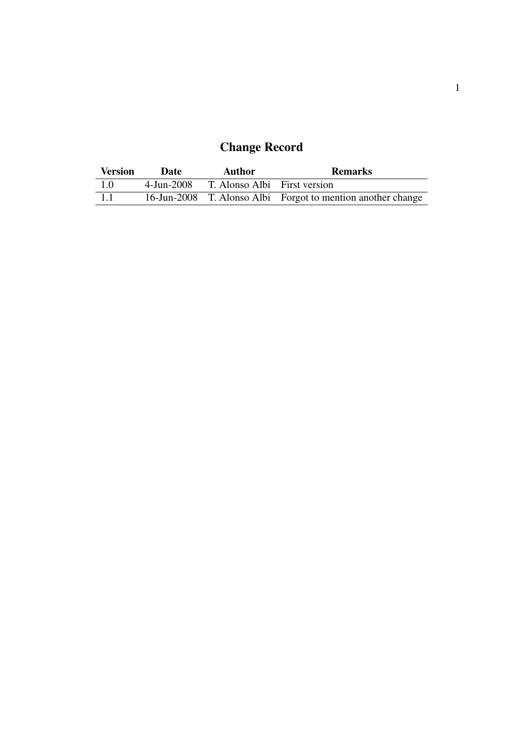# Change Record

| Version | Date | Author | Remarks |
|---|---|---|---|
| 1.0 | 4-Jun-2008 | T. Alonso Albi | First version |
| 1.1 | 16-Jun-2008 | T. Alonso Albi | Forgot to mention another change |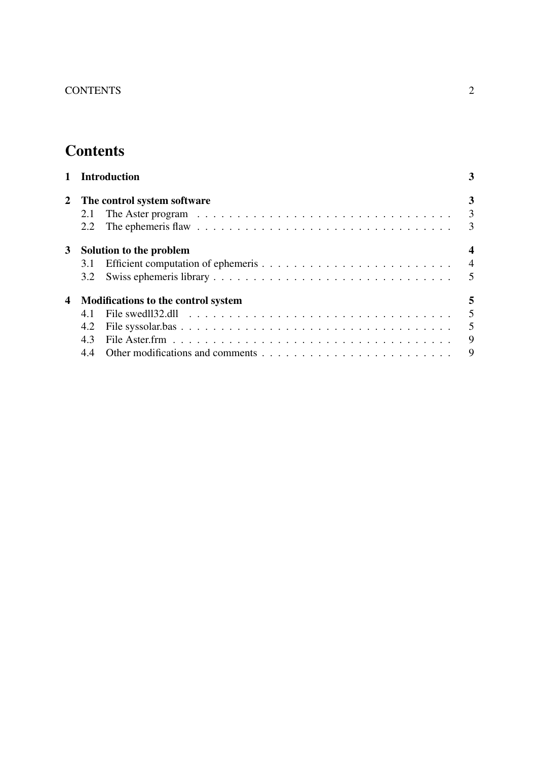# Contents

**1 Introduction** **3**

**2 The control system software** **3**

- 2.1 The Aster program . . . . . . . . . . . . . . . . . . . . . . . . . . . . . . . . 3
- 2.2 The ephemeris flaw . . . . . . . . . . . . . . . . . . . . . . . . . . . . . . . . 3

**3 Solution to the problem** **4**

- 3.1 Efficient computation of ephemeris . . . . . . . . . . . . . . . . . . . . . . . . 4
- 3.2 Swiss ephemeris library . . . . . . . . . . . . . . . . . . . . . . . . . . . . . . 5

**4 Modifications to the control system** **5**

- 4.1 File swedll32.dll . . . . . . . . . . . . . . . . . . . . . . . . . . . . . . . . . 5
- 4.2 File syssolar.bas . . . . . . . . . . . . . . . . . . . . . . . . . . . . . . . . . 5
- 4.3 File Aster.frm . . . . . . . . . . . . . . . . . . . . . . . . . . . . . . . . . . . 9
- 4.4 Other modifications and comments . . . . . . . . . . . . . . . . . . . . . . . . 9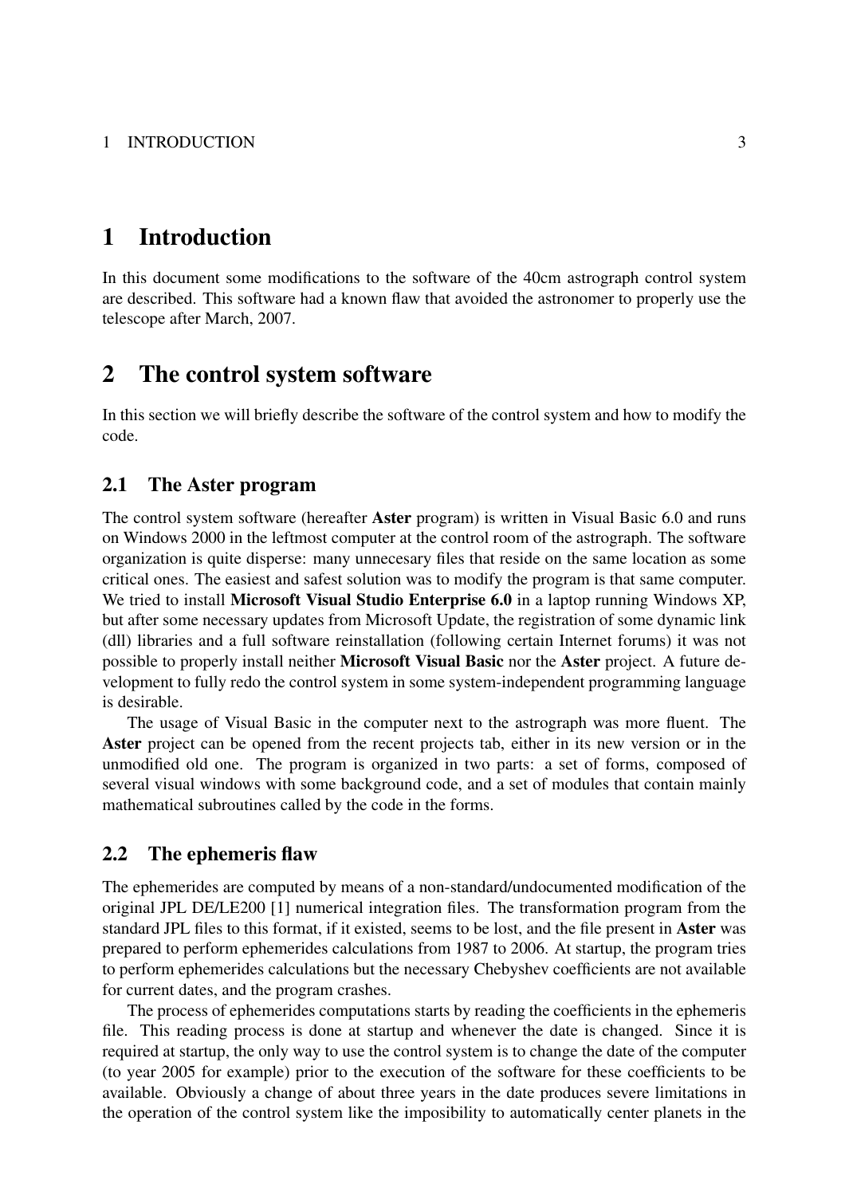# 1 Introduction

In this document some modifications to the software of the 40cm astrograph control system are described. This software had a known flaw that avoided the astronomer to properly use the telescope after March, 2007.

# 2 The control system software

In this section we will briefly describe the software of the control system and how to modify the code.

## 2.1 The Aster program

The control system software (hereafter **Aster** program) is written in Visual Basic 6.0 and runs on Windows 2000 in the leftmost computer at the control room of the astrograph. The software organization is quite disperse: many unnecesary files that reside on the same location as some critical ones. The easiest and safest solution was to modify the program is that same computer. We tried to install **Microsoft Visual Studio Enterprise 6.0** in a laptop running Windows XP, but after some necessary updates from Microsoft Update, the registration of some dynamic link (dll) libraries and a full software reinstallation (following certain Internet forums) it was not possible to properly install neither **Microsoft Visual Basic** nor the **Aster** project. A future development to fully redo the control system in some system-independent programming language is desirable.

The usage of Visual Basic in the computer next to the astrograph was more fluent. The **Aster** project can be opened from the recent projects tab, either in its new version or in the unmodified old one. The program is organized in two parts: a set of forms, composed of several visual windows with some background code, and a set of modules that contain mainly mathematical subroutines called by the code in the forms.

## 2.2 The ephemeris flaw

The ephemerides are computed by means of a non-standard/undocumented modification of the original JPL DE/LE200 [1] numerical integration files. The transformation program from the standard JPL files to this format, if it existed, seems to be lost, and the file present in **Aster** was prepared to perform ephemerides calculations from 1987 to 2006. At startup, the program tries to perform ephemerides calculations but the necessary Chebyshev coefficients are not available for current dates, and the program crashes.

The process of ephemerides computations starts by reading the coefficients in the ephemeris file. This reading process is done at startup and whenever the date is changed. Since it is required at startup, the only way to use the control system is to change the date of the computer (to year 2005 for example) prior to the execution of the software for these coefficients to be available. Obviously a change of about three years in the date produces severe limitations in the operation of the control system like the imposibility to automatically center planets in the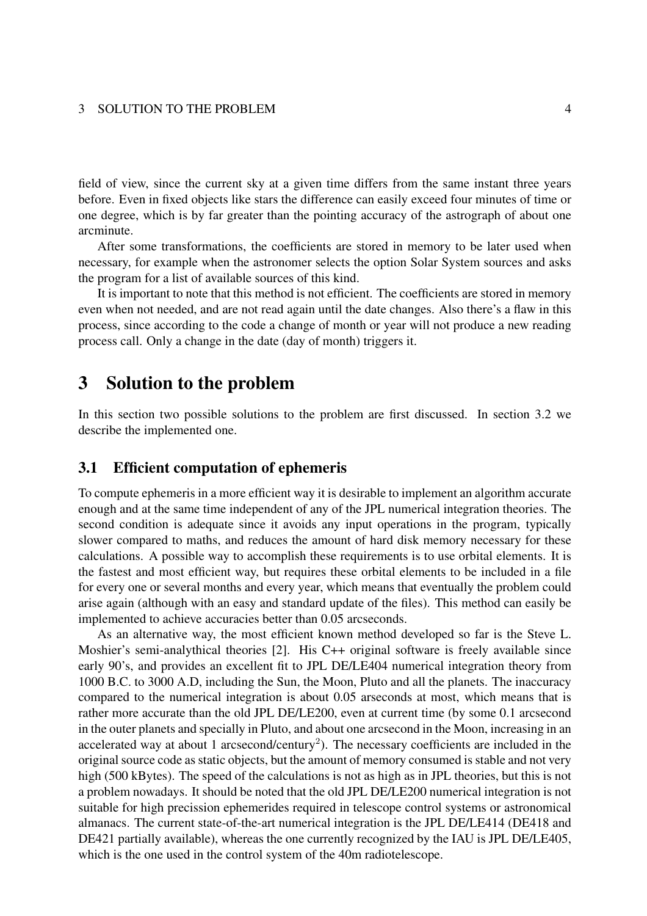field of view, since the current sky at a given time differs from the same instant three years before. Even in fixed objects like stars the difference can easily exceed four minutes of time or one degree, which is by far greater than the pointing accuracy of the astrograph of about one arcminute.

After some transformations, the coefficients are stored in memory to be later used when necessary, for example when the astronomer selects the option Solar System sources and asks the program for a list of available sources of this kind.

It is important to note that this method is not efficient. The coefficients are stored in memory even when not needed, and are not read again until the date changes. Also there's a flaw in this process, since according to the code a change of month or year will not produce a new reading process call. Only a change in the date (day of month) triggers it.

# 3 Solution to the problem

In this section two possible solutions to the problem are first discussed. In section 3.2 we describe the implemented one.

## 3.1 Efficient computation of ephemeris

To compute ephemeris in a more efficient way it is desirable to implement an algorithm accurate enough and at the same time independent of any of the JPL numerical integration theories. The second condition is adequate since it avoids any input operations in the program, typically slower compared to maths, and reduces the amount of hard disk memory necessary for these calculations. A possible way to accomplish these requirements is to use orbital elements. It is the fastest and most efficient way, but requires these orbital elements to be included in a file for every one or several months and every year, which means that eventually the problem could arise again (although with an easy and standard update of the files). This method can easily be implemented to achieve accuracies better than 0.05 arcseconds.

As an alternative way, the most efficient known method developed so far is the Steve L. Moshier's semi-analytical theories [2]. His C++ original software is freely available since early 90's, and provides an excellent fit to JPL DE/LE404 numerical integration theory from 1000 B.C. to 3000 A.D, including the Sun, the Moon, Pluto and all the planets. The inaccuracy compared to the numerical integration is about 0.05 arseconds at most, which means that is rather more accurate than the old JPL DE/LE200, even at current time (by some 0.1 arcsecond in the outer planets and specially in Pluto, and about one arcsecond in the Moon, increasing in an accelerated way at about 1 arcsecond/century$^2$). The necessary coefficients are included in the original source code as static objects, but the amount of memory consumed is stable and not very high (500 kBytes). The speed of the calculations is not as high as in JPL theories, but this is not a problem nowadays. It should be noted that the old JPL DE/LE200 numerical integration is not suitable for high precission ephemerides required in telescope control systems or astronomical almanacs. The current state-of-the-art numerical integration is the JPL DE/LE414 (DE418 and DE421 partially available), whereas the one currently recognized by the IAU is JPL DE/LE405, which is the one used in the control system of the 40m radiotelescope.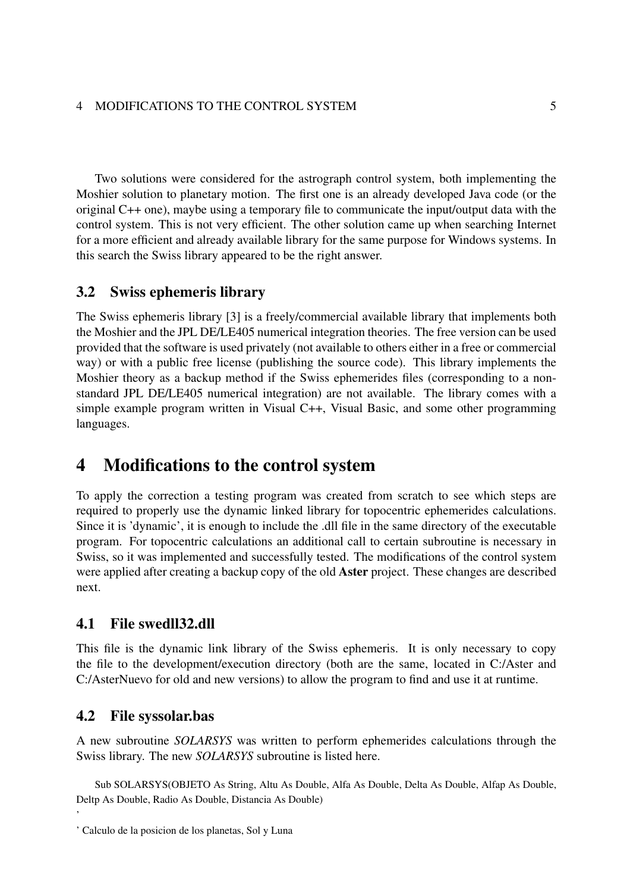Two solutions were considered for the astrograph control system, both implementing the Moshier solution to planetary motion. The first one is an already developed Java code (or the original C++ one), maybe using a temporary file to communicate the input/output data with the control system. This is not very efficient. The other solution came up when searching Internet for a more efficient and already available library for the same purpose for Windows systems. In this search the Swiss library appeared to be the right answer.

## 3.2 Swiss ephemeris library

The Swiss ephemeris library [3] is a freely/commercial available library that implements both the Moshier and the JPL DE/LE405 numerical integration theories. The free version can be used provided that the software is used privately (not available to others either in a free or commercial way) or with a public free license (publishing the source code). This library implements the Moshier theory as a backup method if the Swiss ephemerides files (corresponding to a non-standard JPL DE/LE405 numerical integration) are not available. The library comes with a simple example program written in Visual C++, Visual Basic, and some other programming languages.

# 4 Modifications to the control system

To apply the correction a testing program was created from scratch to see which steps are required to properly use the dynamic linked library for topocentric ephemerides calculations. Since it is 'dynamic', it is enough to include the .dll file in the same directory of the executable program. For topocentric calculations an additional call to certain subroutine is necessary in Swiss, so it was implemented and successfully tested. The modifications of the control system were applied after creating a backup copy of the old **Aster** project. These changes are described next.

## 4.1 File swedll32.dll

This file is the dynamic link library of the Swiss ephemeris. It is only necessary to copy the file to the development/execution directory (both are the same, located in C:/Aster and C:/AsterNuevo for old and new versions) to allow the program to find and use it at runtime.

## 4.2 File syssolar.bas

A new subroutine *SOLARSYS* was written to perform ephemerides calculations through the Swiss library. The new *SOLARSYS* subroutine is listed here.

```
Sub SOLARSYS(OBJETO As String, Altu As Double, Alfa As Double, Delta As Double, Alfap As Double, Deltp As Double, Radio As Double, Distancia As Double)
'
' Calculo de la posicion de los planetas, Sol y Luna
```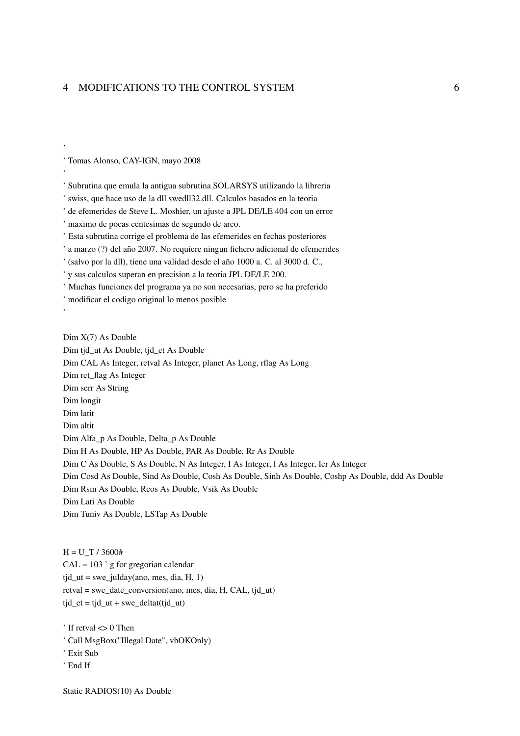```
'
' Tomas Alonso, CAY-IGN, mayo 2008
'
' Subrutina que emula la antigua subrutina SOLARSYS utilizando la libreria
' swiss, que hace uso de la dll swedll32.dll. Calculos basados en la teoria
' de efemerides de Steve L. Moshier, un ajuste a JPL DE/LE 404 con un error
' maximo de pocas centesimas de segundo de arco.
' Esta subrutina corrige el problema de las efemerides en fechas posteriores
' a marzo (?) del año 2007. No requiere ningun fichero adicional de efemerides
' (salvo por la dll), tiene una validad desde el año 1000 a. C. al 3000 d. C.,
' y sus calculos superan en precision a la teoria JPL DE/LE 200.
' Muchas funciones del programa ya no son necesarias, pero se ha preferido
' modificar el codigo original lo menos posible
'

Dim X(7) As Double
Dim tjd_ut As Double, tjd_et As Double
Dim CAL As Integer, retval As Integer, planet As Long, rflag As Long
Dim ret_flag As Integer
Dim serr As String
Dim longit
Dim latit
Dim altit
Dim Alfa_p As Double, Delta_p As Double
Dim H As Double, HP As Double, PAR As Double, Rr As Double
Dim C As Double, S As Double, N As Integer, I As Integer, l As Integer, Ier As Integer
Dim Cosd As Double, Sind As Double, Cosh As Double, Sinh As Double, Coshp As Double, ddd As Double
Dim Rsin As Double, Rcos As Double, Vsik As Double
Dim Lati As Double
Dim Tuniv As Double, LSTap As Double


H = U_T / 3600#
CAL = 103 ' g for gregorian calendar
tjd_ut = swe_julday(ano, mes, dia, H, 1)
retval = swe_date_conversion(ano, mes, dia, H, CAL, tjd_ut)
tjd_et = tjd_ut + swe_deltat(tjd_ut)

' If retval <> 0 Then
' Call MsgBox("Illegal Date", vbOKOnly)
' Exit Sub
' End If

Static RADIOS(10) As Double
```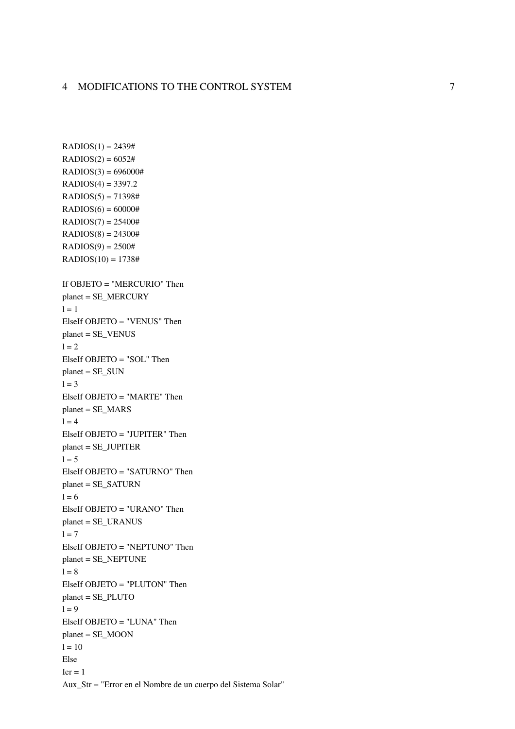```
RADIOS(1) = 2439#
RADIOS(2) = 6052#
RADIOS(3) = 696000#
RADIOS(4) = 3397.2
RADIOS(5) = 71398#
RADIOS(6) = 60000#
RADIOS(7) = 25400#
RADIOS(8) = 24300#
RADIOS(9) = 2500#
RADIOS(10) = 1738#

If OBJETO = "MERCURIO" Then
planet = SE_MERCURY
l = 1
ElseIf OBJETO = "VENUS" Then
planet = SE_VENUS
l = 2
ElseIf OBJETO = "SOL" Then
planet = SE_SUN
l = 3
ElseIf OBJETO = "MARTE" Then
planet = SE_MARS
l = 4
ElseIf OBJETO = "JUPITER" Then
planet = SE_JUPITER
l = 5
ElseIf OBJETO = "SATURNO" Then
planet = SE_SATURN
l = 6
ElseIf OBJETO = "URANO" Then
planet = SE_URANUS
l = 7
ElseIf OBJETO = "NEPTUNO" Then
planet = SE_NEPTUNE
l = 8
ElseIf OBJETO = "PLUTON" Then
planet = SE_PLUTO
l = 9
ElseIf OBJETO = "LUNA" Then
planet = SE_MOON
l = 10
Else
Ier = 1
Aux_Str = "Error en el Nombre de un cuerpo del Sistema Solar"
```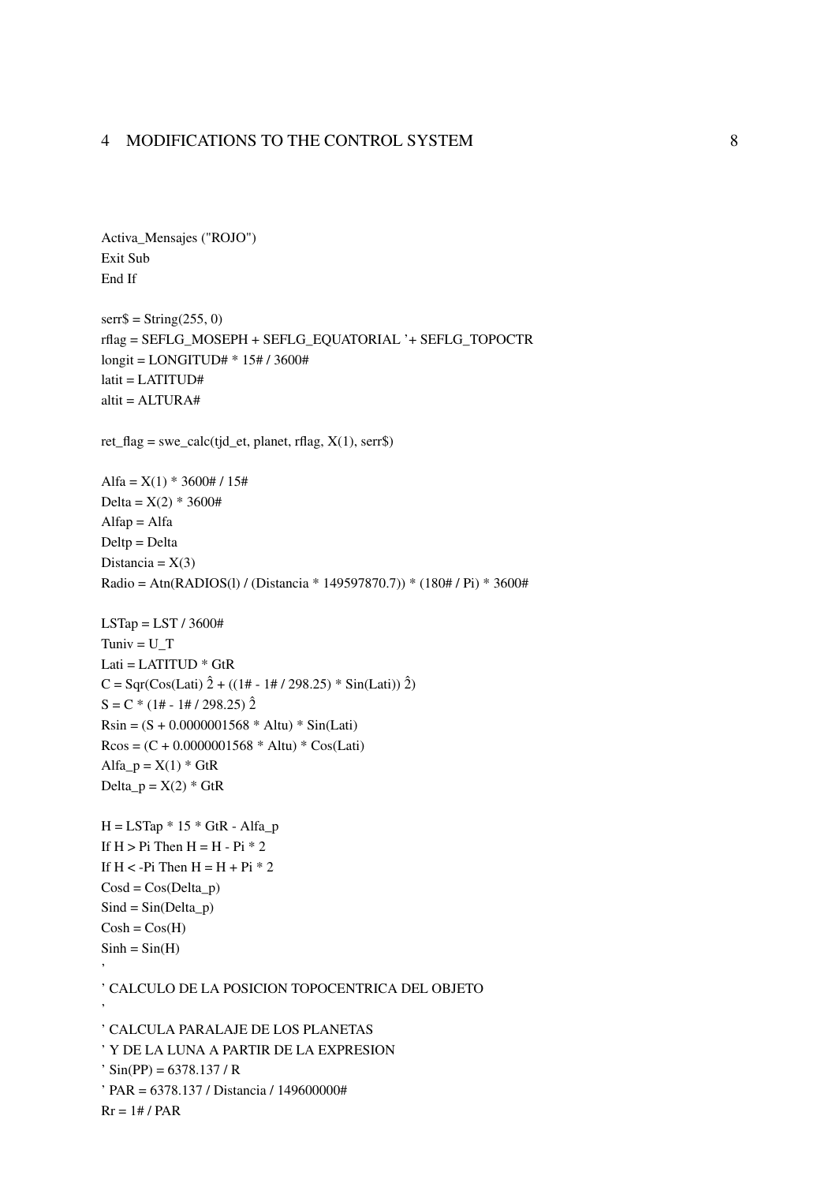```
Activa_Mensajes ("ROJO")
Exit Sub
End If

serr$ = String(255, 0)
rflag = SEFLG_MOSEPH + SEFLG_EQUATORIAL '+ SEFLG_TOPOCTR
longit = LONGITUD# * 15# / 3600#
latit = LATITUD#
altit = ALTURA#

ret_flag = swe_calc(tjd_et, planet, rflag, X(1), serr$)

Alfa = X(1) * 3600# / 15#
Delta = X(2) * 3600#
Alfap = Alfa
Deltp = Delta
Distancia = X(3)
Radio = Atn(RADIOS(l) / (Distancia * 149597870.7)) * (180# / Pi) * 3600#

LSTap = LST / 3600#
Tuniv = U_T
Lati = LATITUD * GtR
C = Sqr(Cos(Lati) ^ 2 + ((1# - 1# / 298.25) * Sin(Lati)) ^ 2)
S = C * (1# - 1# / 298.25) ^ 2
Rsin = (S + 0.0000001568 * Altu) * Sin(Lati)
Rcos = (C + 0.0000001568 * Altu) * Cos(Lati)
Alfa_p = X(1) * GtR
Delta_p = X(2) * GtR

H = LSTap * 15 * GtR - Alfa_p
If H > Pi Then H = H - Pi * 2
If H < -Pi Then H = H + Pi * 2
Cosd = Cos(Delta_p)
Sind = Sin(Delta_p)
Cosh = Cos(H)
Sinh = Sin(H)
'
' CALCULO DE LA POSICION TOPOCENTRICA DEL OBJETO
'
' CALCULA PARALAJE DE LOS PLANETAS
' Y DE LA LUNA A PARTIR DE LA EXPRESION
' Sin(PP) = 6378.137 / R
' PAR = 6378.137 / Distancia / 149600000#
Rr = 1# / PAR
```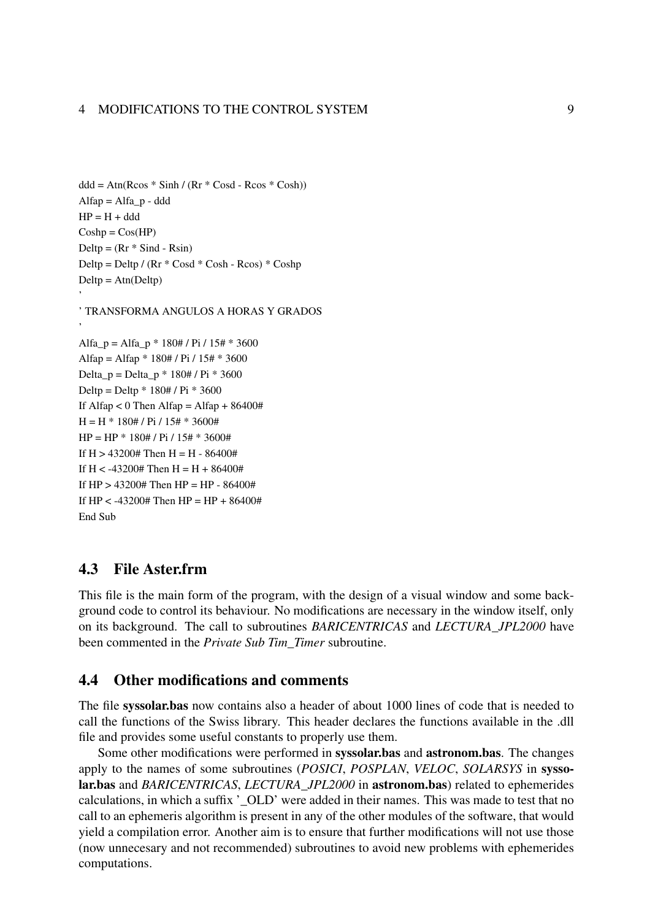```
ddd = Atn(Rcos * Sinh / (Rr * Cosd - Rcos * Cosh))
Alfap = Alfa_p - ddd
HP = H + ddd
Coshp = Cos(HP)
Deltp = (Rr * Sind - Rsin)
Deltp = Deltp / (Rr * Cosd * Cosh - Rcos) * Coshp
Deltp = Atn(Deltp)
'
' TRANSFORMA ANGULOS A HORAS Y GRADOS
'
Alfa_p = Alfa_p * 180# / Pi / 15# * 3600
Alfap = Alfap * 180# / Pi / 15# * 3600
Delta_p = Delta_p * 180# / Pi * 3600
Deltp = Deltp * 180# / Pi * 3600
If Alfap < 0 Then Alfap = Alfap + 86400#
H = H * 180# / Pi / 15# * 3600#
HP = HP * 180# / Pi / 15# * 3600#
If H > 43200# Then H = H - 86400#
If H < -43200# Then H = H + 86400#
If HP > 43200# Then HP = HP - 86400#
If HP < -43200# Then HP = HP + 86400#
End Sub
```

## 4.3 File Aster.frm

This file is the main form of the program, with the design of a visual window and some background code to control its behaviour. No modifications are necessary in the window itself, only on its background. The call to subroutines *BARICENTRICAS* and *LECTURA_JPL2000* have been commented in the *Private Sub Tim_Timer* subroutine.

## 4.4 Other modifications and comments

The file **syssolar.bas** now contains also a header of about 1000 lines of code that is needed to call the functions of the Swiss library. This header declares the functions available in the .dll file and provides some useful constants to properly use them.

Some other modifications were performed in **syssolar.bas** and **astronom.bas**. The changes apply to the names of some subroutines (*POSICI*, *POSPLAN*, *VELOC*, *SOLARSYS* in **syssolar.bas** and *BARICENTRICAS*, *LECTURA_JPL2000* in **astronom.bas**) related to ephemerides calculations, in which a suffix '_OLD' were added in their names. This was made to test that no call to an ephemeris algorithm is present in any of the other modules of the software, that would yield a compilation error. Another aim is to ensure that further modifications will not use those (now unnecesary and not recommended) subroutines to avoid new problems with ephemerides computations.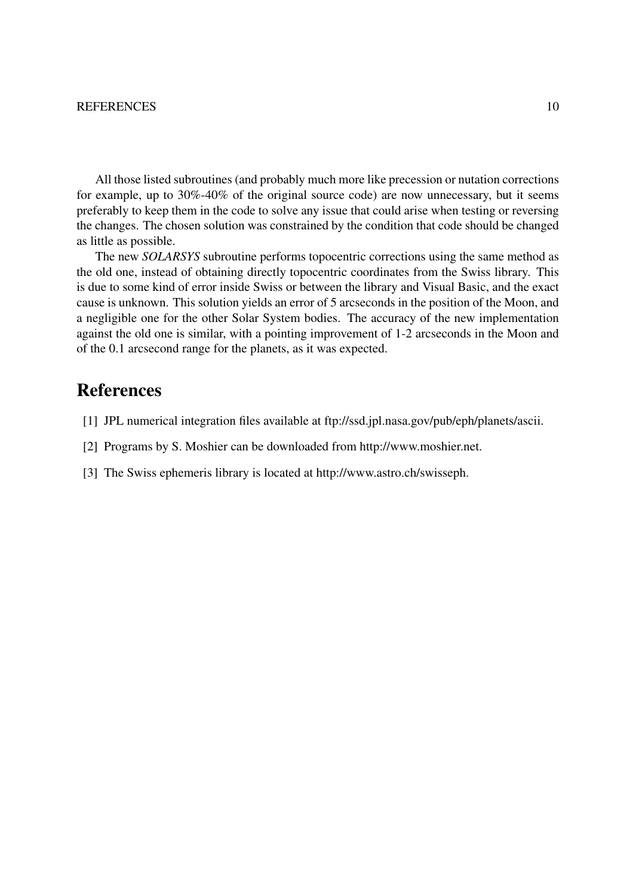All those listed subroutines (and probably much more like precession or nutation corrections for example, up to 30%-40% of the original source code) are now unnecessary, but it seems preferably to keep them in the code to solve any issue that could arise when testing or reversing the changes. The chosen solution was constrained by the condition that code should be changed as little as possible.

The new *SOLARSYS* subroutine performs topocentric corrections using the same method as the old one, instead of obtaining directly topocentric coordinates from the Swiss library. This is due to some kind of error inside Swiss or between the library and Visual Basic, and the exact cause is unknown. This solution yields an error of 5 arcseconds in the position of the Moon, and a negligible one for the other Solar System bodies. The accuracy of the new implementation against the old one is similar, with a pointing improvement of 1-2 arcseconds in the Moon and of the 0.1 arcsecond range for the planets, as it was expected.

# References

[1] JPL numerical integration files available at ftp://ssd.jpl.nasa.gov/pub/eph/planets/ascii.

[2] Programs by S. Moshier can be downloaded from http://www.moshier.net.

[3] The Swiss ephemeris library is located at http://www.astro.ch/swisseph.